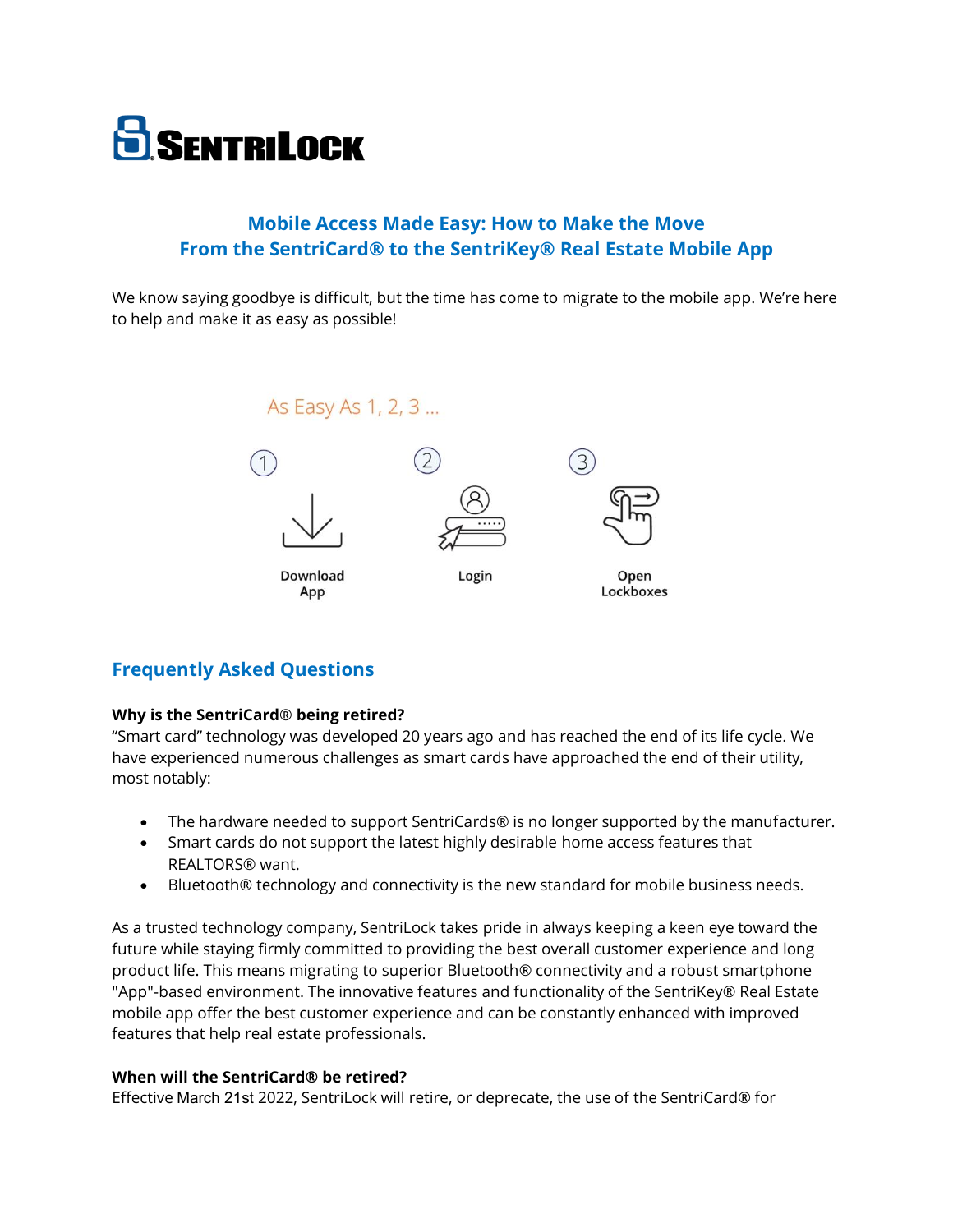# SENTRILOCK

## Mobile Access Made Easy: How to Make the Move From the SentriCard® to the SentriKey® Real Estate Mobile App

We know saying goodbye is difficult, but the time has come to migrate to the mobile app. We're here to help and make it as easy as possible!

As Easy As 1, 2, 3 ...

1. Download App
2. Login
3. Open Lockboxes

## Frequently Asked Questions

**Why is the SentriCard® being retired?**

"Smart card" technology was developed 20 years ago and has reached the end of its life cycle. We have experienced numerous challenges as smart cards have approached the end of their utility, most notably:

- The hardware needed to support SentriCards® is no longer supported by the manufacturer.
- Smart cards do not support the latest highly desirable home access features that REALTORS® want.
- Bluetooth® technology and connectivity is the new standard for mobile business needs.

As a trusted technology company, SentriLock takes pride in always keeping a keen eye toward the future while staying firmly committed to providing the best overall customer experience and long product life. This means migrating to superior Bluetooth® connectivity and a robust smartphone "App"-based environment. The innovative features and functionality of the SentriKey® Real Estate mobile app offer the best customer experience and can be constantly enhanced with improved features that help real estate professionals.

**When will the SentriCard® be retired?**

Effective March 21st 2022, SentriLock will retire, or deprecate, the use of the SentriCard® for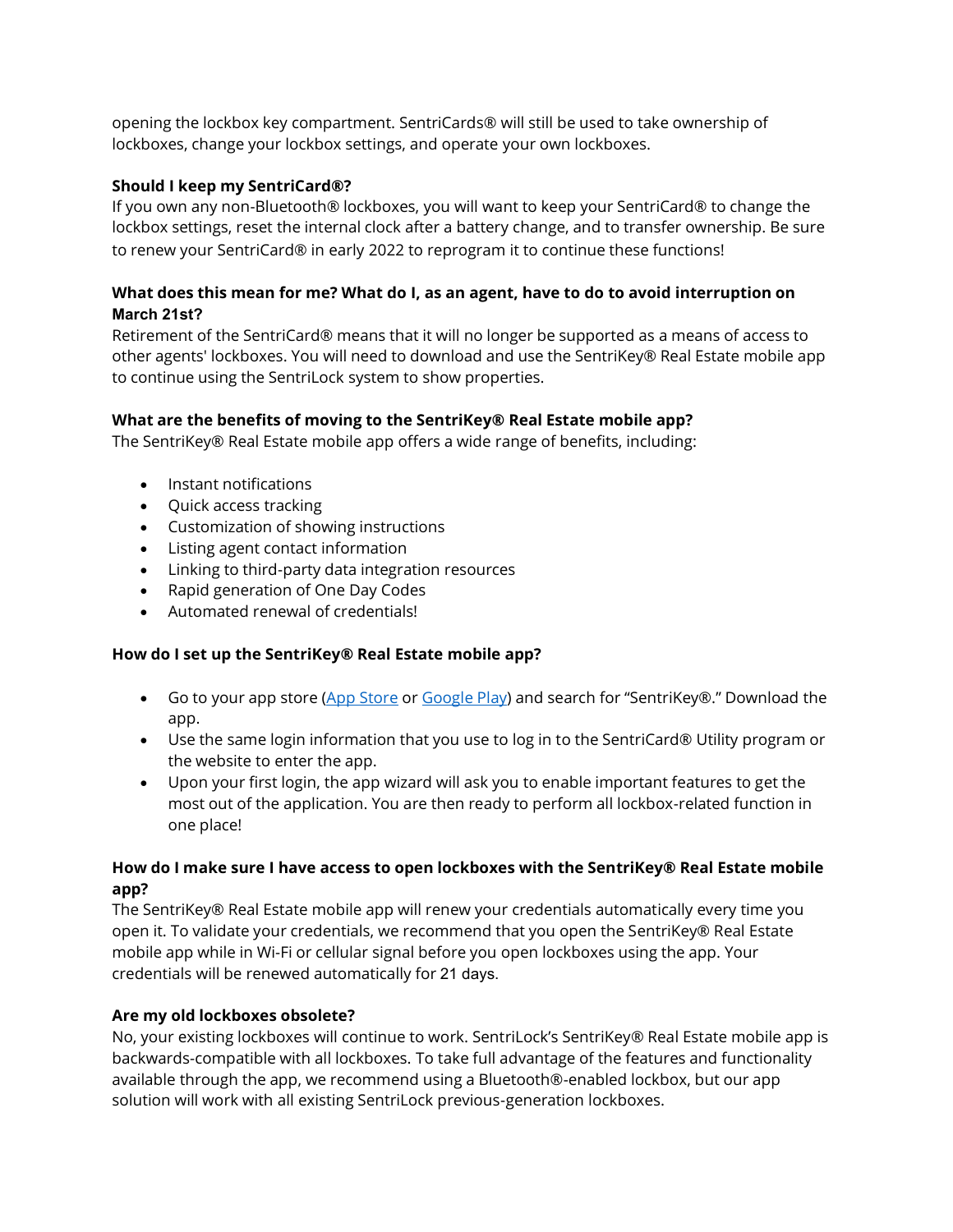opening the lockbox key compartment. SentriCards® will still be used to take ownership of lockboxes, change your lockbox settings, and operate your own lockboxes.

**Should I keep my SentriCard®?**

If you own any non-Bluetooth® lockboxes, you will want to keep your SentriCard® to change the lockbox settings, reset the internal clock after a battery change, and to transfer ownership. Be sure to renew your SentriCard® in early 2022 to reprogram it to continue these functions!

**What does this mean for me? What do I, as an agent, have to do to avoid interruption on March 21st?**

Retirement of the SentriCard® means that it will no longer be supported as a means of access to other agents' lockboxes. You will need to download and use the SentriKey® Real Estate mobile app to continue using the SentriLock system to show properties.

**What are the benefits of moving to the SentriKey® Real Estate mobile app?**

The SentriKey® Real Estate mobile app offers a wide range of benefits, including:

- Instant notifications
- Quick access tracking
- Customization of showing instructions
- Listing agent contact information
- Linking to third-party data integration resources
- Rapid generation of One Day Codes
- Automated renewal of credentials!

**How do I set up the SentriKey® Real Estate mobile app?**

- Go to your app store (App Store or Google Play) and search for "SentriKey®." Download the app.
- Use the same login information that you use to log in to the SentriCard® Utility program or the website to enter the app.
- Upon your first login, the app wizard will ask you to enable important features to get the most out of the application. You are then ready to perform all lockbox-related function in one place!

**How do I make sure I have access to open lockboxes with the SentriKey® Real Estate mobile app?**

The SentriKey® Real Estate mobile app will renew your credentials automatically every time you open it. To validate your credentials, we recommend that you open the SentriKey® Real Estate mobile app while in Wi-Fi or cellular signal before you open lockboxes using the app. Your credentials will be renewed automatically for 21 days.

**Are my old lockboxes obsolete?**

No, your existing lockboxes will continue to work. SentriLock's SentriKey® Real Estate mobile app is backwards-compatible with all lockboxes. To take full advantage of the features and functionality available through the app, we recommend using a Bluetooth®-enabled lockbox, but our app solution will work with all existing SentriLock previous-generation lockboxes.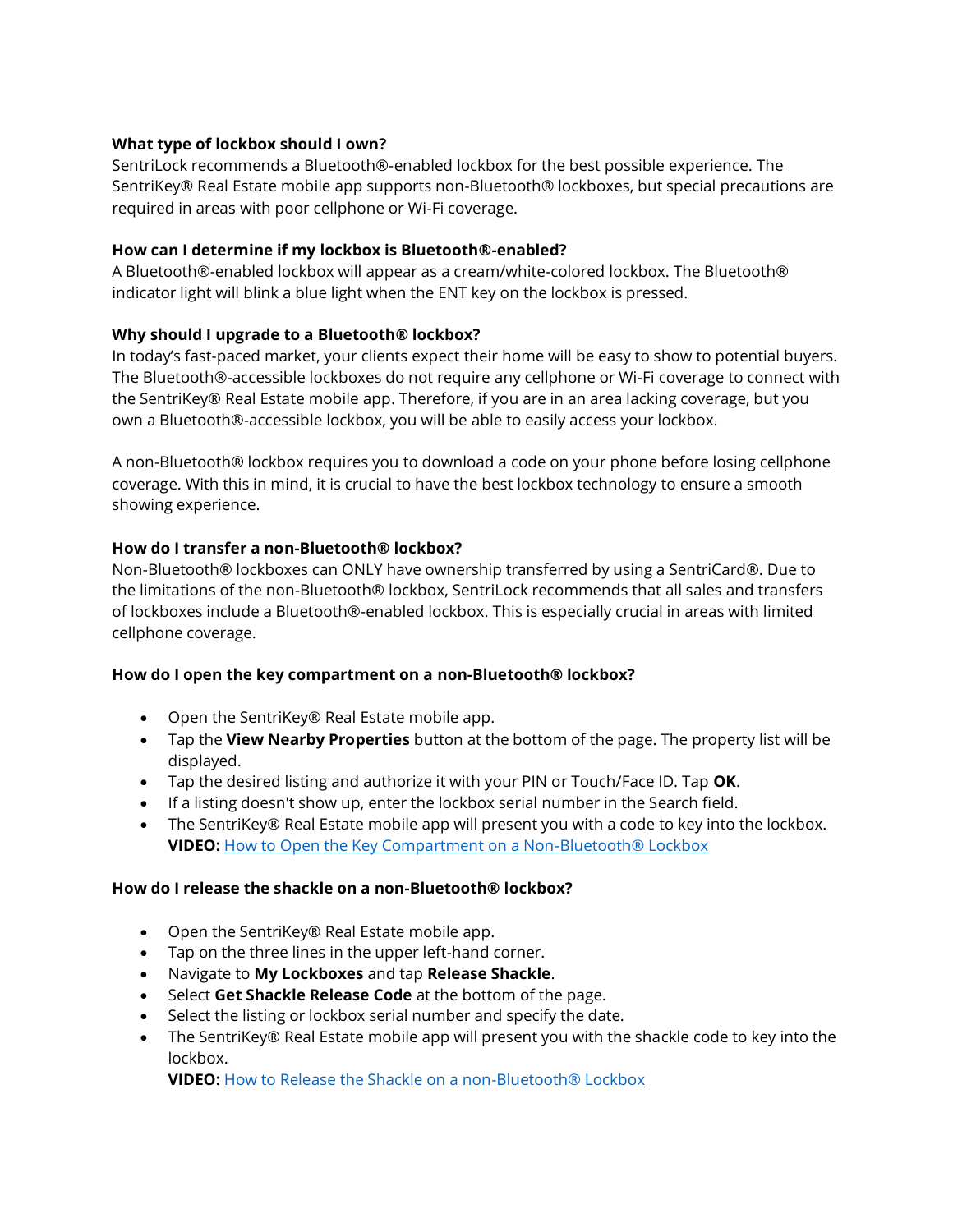**What type of lockbox should I own?**
SentriLock recommends a Bluetooth®-enabled lockbox for the best possible experience. The SentriKey® Real Estate mobile app supports non-Bluetooth® lockboxes, but special precautions are required in areas with poor cellphone or Wi-Fi coverage.

**How can I determine if my lockbox is Bluetooth®-enabled?**
A Bluetooth®-enabled lockbox will appear as a cream/white-colored lockbox. The Bluetooth® indicator light will blink a blue light when the ENT key on the lockbox is pressed.

**Why should I upgrade to a Bluetooth® lockbox?**
In today's fast-paced market, your clients expect their home will be easy to show to potential buyers. The Bluetooth®-accessible lockboxes do not require any cellphone or Wi-Fi coverage to connect with the SentriKey® Real Estate mobile app. Therefore, if you are in an area lacking coverage, but you own a Bluetooth®-accessible lockbox, you will be able to easily access your lockbox.

A non-Bluetooth® lockbox requires you to download a code on your phone before losing cellphone coverage. With this in mind, it is crucial to have the best lockbox technology to ensure a smooth showing experience.

**How do I transfer a non-Bluetooth® lockbox?**
Non-Bluetooth® lockboxes can ONLY have ownership transferred by using a SentriCard®. Due to the limitations of the non-Bluetooth® lockbox, SentriLock recommends that all sales and transfers of lockboxes include a Bluetooth®-enabled lockbox. This is especially crucial in areas with limited cellphone coverage.

**How do I open the key compartment on a non-Bluetooth® lockbox?**

- Open the SentriKey® Real Estate mobile app.
- Tap the **View Nearby Properties** button at the bottom of the page. The property list will be displayed.
- Tap the desired listing and authorize it with your PIN or Touch/Face ID. Tap **OK**.
- If a listing doesn't show up, enter the lockbox serial number in the Search field.
- The SentriKey® Real Estate mobile app will present you with a code to key into the lockbox. **VIDEO:** How to Open the Key Compartment on a Non-Bluetooth® Lockbox

**How do I release the shackle on a non-Bluetooth® lockbox?**

- Open the SentriKey® Real Estate mobile app.
- Tap on the three lines in the upper left-hand corner.
- Navigate to **My Lockboxes** and tap **Release Shackle**.
- Select **Get Shackle Release Code** at the bottom of the page.
- Select the listing or lockbox serial number and specify the date.
- The SentriKey® Real Estate mobile app will present you with the shackle code to key into the lockbox.
  **VIDEO:** How to Release the Shackle on a non-Bluetooth® Lockbox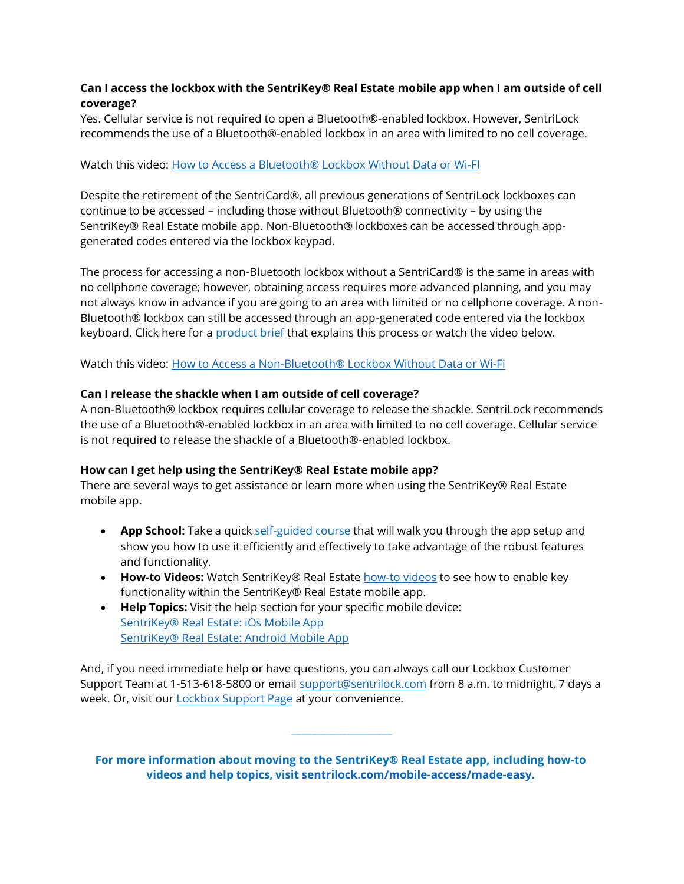**Can I access the lockbox with the SentriKey® Real Estate mobile app when I am outside of cell coverage?**

Yes. Cellular service is not required to open a Bluetooth®-enabled lockbox. However, SentriLock recommends the use of a Bluetooth®-enabled lockbox in an area with limited to no cell coverage.

Watch this video: How to Access a Bluetooth® Lockbox Without Data or Wi-FI

Despite the retirement of the SentriCard®, all previous generations of SentriLock lockboxes can continue to be accessed – including those without Bluetooth® connectivity – by using the SentriKey® Real Estate mobile app. Non-Bluetooth® lockboxes can be accessed through app-generated codes entered via the lockbox keypad.

The process for accessing a non-Bluetooth lockbox without a SentriCard® is the same in areas with no cellphone coverage; however, obtaining access requires more advanced planning, and you may not always know in advance if you are going to an area with limited or no cellphone coverage. A non-Bluetooth® lockbox can still be accessed through an app-generated code entered via the lockbox keyboard. Click here for a product brief that explains this process or watch the video below.

Watch this video: How to Access a Non-Bluetooth® Lockbox Without Data or Wi-Fi

**Can I release the shackle when I am outside of cell coverage?**

A non-Bluetooth® lockbox requires cellular coverage to release the shackle. SentriLock recommends the use of a Bluetooth®-enabled lockbox in an area with limited to no cell coverage. Cellular service is not required to release the shackle of a Bluetooth®-enabled lockbox.

**How can I get help using the SentriKey® Real Estate mobile app?**

There are several ways to get assistance or learn more when using the SentriKey® Real Estate mobile app.

- **App School:** Take a quick self-guided course that will walk you through the app setup and show you how to use it efficiently and effectively to take advantage of the robust features and functionality.
- **How-to Videos:** Watch SentriKey® Real Estate how-to videos to see how to enable key functionality within the SentriKey® Real Estate mobile app.
- **Help Topics:** Visit the help section for your specific mobile device:
  SentriKey® Real Estate: iOs Mobile App
  SentriKey® Real Estate: Android Mobile App

And, if you need immediate help or have questions, you can always call our Lockbox Customer Support Team at 1-513-618-5800 or email support@sentrilock.com from 8 a.m. to midnight, 7 days a week. Or, visit our Lockbox Support Page at your convenience.

---

**For more information about moving to the SentriKey® Real Estate app, including how-to videos and help topics, visit sentrilock.com/mobile-access/made-easy.**